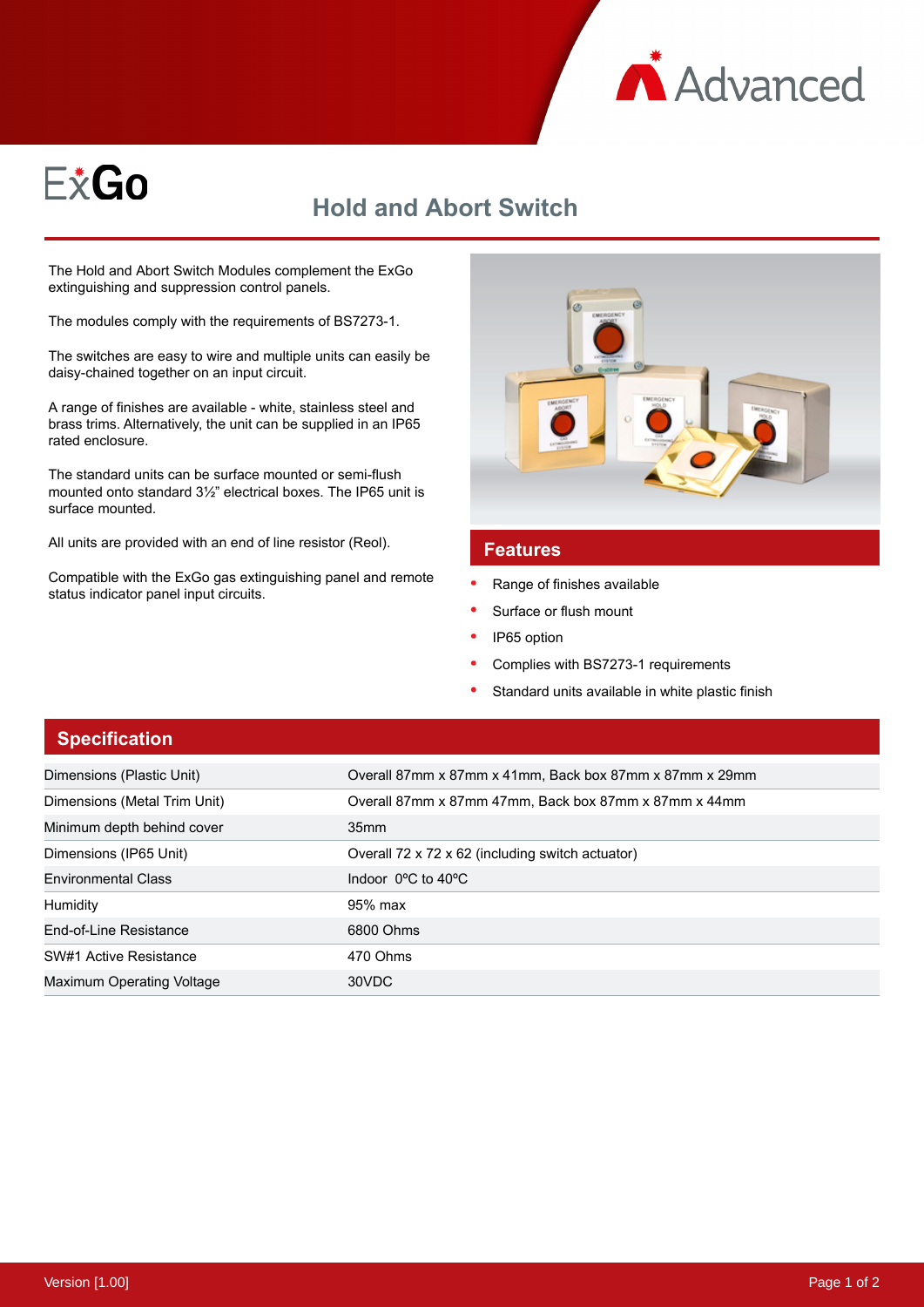Advanced

# ExGo

## Hold and Abort Switch

The Hold and Abort Switch Modules complement the ExGo extinguishing and suppression control panels.

The modules comply with the requirements of BS7273-1.

The switches are easy to wire and multiple units can easily be daisy-chained together on an input circuit.

A range of finishes are available - white, stainless steel and brass trims. Alternatively, the unit can be supplied in an IP65 rated enclosure.

The standard units can be surface mounted or semi-flush mounted onto standard 3½" electrical boxes. The IP65 unit is surface mounted.

All units are provided with an end of line resistor (Reol).

Compatible with the ExGo gas extinguishing panel and remote status indicator panel input circuits.

### Features

- Range of finishes available
- Surface or flush mount
- IP65 option
- Complies with BS7273-1 requirements
- Standard units available in white plastic finish

### Specification

| | |
|---|---|
| Dimensions (Plastic Unit) | Overall 87mm x 87mm x 41mm, Back box 87mm x 87mm x 29mm |
| Dimensions (Metal Trim Unit) | Overall 87mm x 87mm 47mm, Back box 87mm x 87mm x 44mm |
| Minimum depth behind cover | 35mm |
| Dimensions (IP65 Unit) | Overall 72 x 72 x 62 (including switch actuator) |
| Environmental Class | Indoor 0ºC to 40ºC |
| Humidity | 95% max |
| End-of-Line Resistance | 6800 Ohms |
| SW#1 Active Resistance | 470 Ohms |
| Maximum Operating Voltage | 30VDC |

Version [1.00]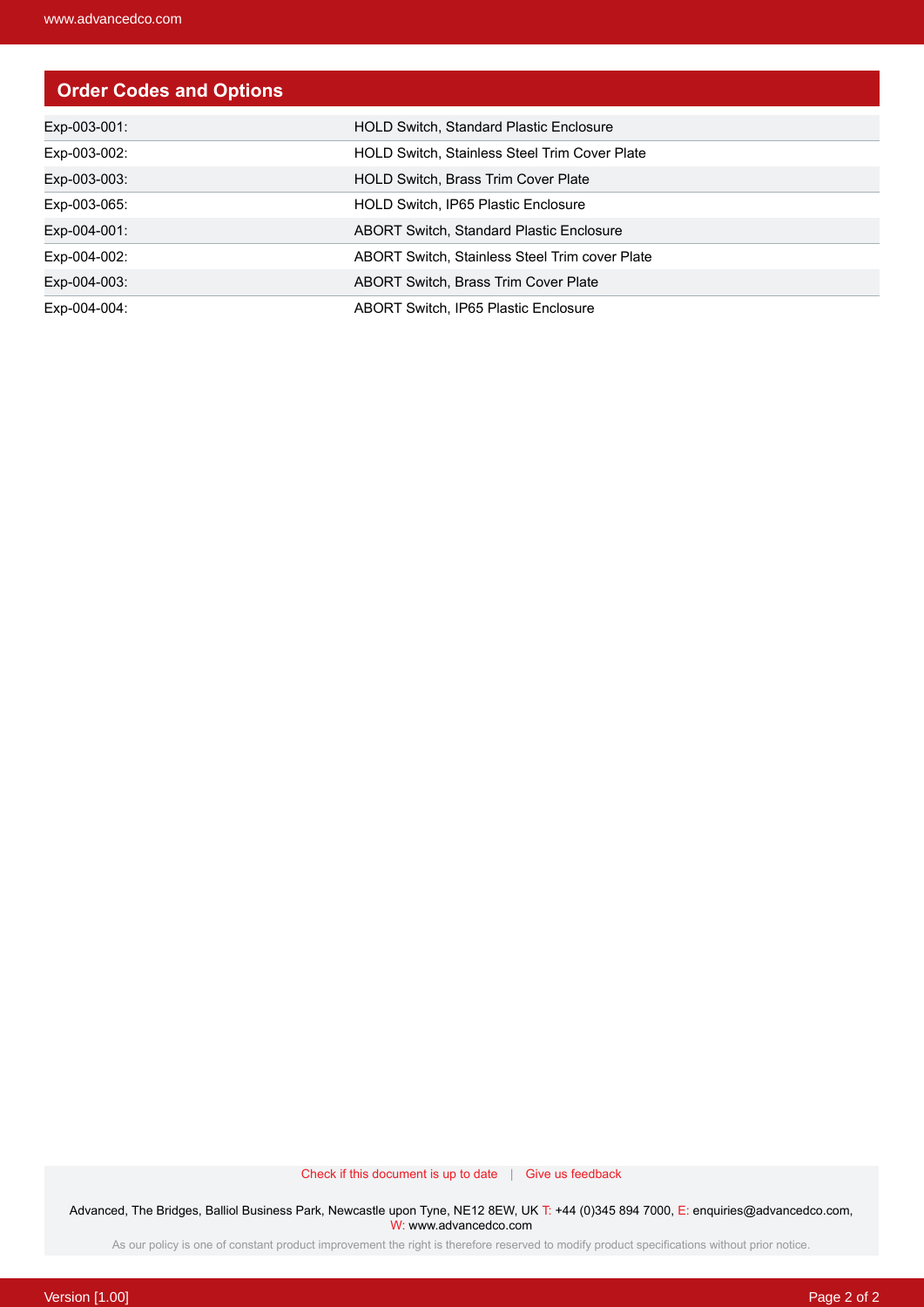## Order Codes and Options

| | |
|---|---|
| Exp-003-001: | HOLD Switch, Standard Plastic Enclosure |
| Exp-003-002: | HOLD Switch, Stainless Steel Trim Cover Plate |
| Exp-003-003: | HOLD Switch, Brass Trim Cover Plate |
| Exp-003-065: | HOLD Switch, IP65 Plastic Enclosure |
| Exp-004-001: | ABORT Switch, Standard Plastic Enclosure |
| Exp-004-002: | ABORT Switch, Stainless Steel Trim cover Plate |
| Exp-004-003: | ABORT Switch, Brass Trim Cover Plate |
| Exp-004-004: | ABORT Switch, IP65 Plastic Enclosure |

Check if this document is up to date | Give us feedback

Advanced, The Bridges, Balliol Business Park, Newcastle upon Tyne, NE12 8EW, UK T: +44 (0)345 894 7000, E: enquiries@advancedco.com, W: www.advancedco.com

As our policy is one of constant product improvement the right is therefore reserved to modify product specifications without prior notice.

Version [1.00]